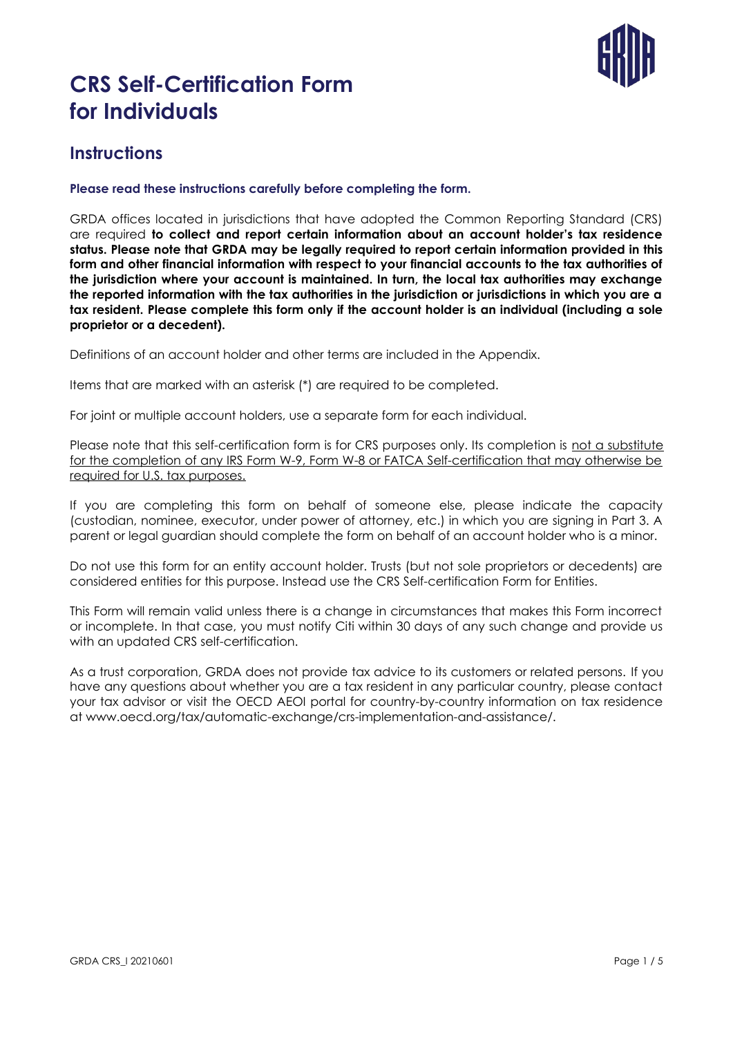# CRS Self-Certification Form for Individuals

## Instructions

**Please read these instructions carefully before completing the form.**

GRDA offices located in jurisdictions that have adopted the Common Reporting Standard (CRS) are required **to collect and report certain information about an account holder's tax residence status. Please note that GRDA may be legally required to report certain information provided in this form and other financial information with respect to your financial accounts to the tax authorities of the jurisdiction where your account is maintained. In turn, the local tax authorities may exchange the reported information with the tax authorities in the jurisdiction or jurisdictions in which you are a tax resident. Please complete this form only if the account holder is an individual (including a sole proprietor or a decedent).**

Definitions of an account holder and other terms are included in the Appendix.

Items that are marked with an asterisk (*) are required to be completed.

For joint or multiple account holders, use a separate form for each individual.

Please note that this self-certification form is for CRS purposes only. Its completion is not a substitute for the completion of any IRS Form W-9, Form W-8 or FATCA Self-certification that may otherwise be required for U.S. tax purposes.

If you are completing this form on behalf of someone else, please indicate the capacity (custodian, nominee, executor, under power of attorney, etc.) in which you are signing in Part 3. A parent or legal guardian should complete the form on behalf of an account holder who is a minor.

Do not use this form for an entity account holder. Trusts (but not sole proprietors or decedents) are considered entities for this purpose. Instead use the CRS Self-certification Form for Entities.

This Form will remain valid unless there is a change in circumstances that makes this Form incorrect or incomplete. In that case, you must notify Citi within 30 days of any such change and provide us with an updated CRS self-certification.

As a trust corporation, GRDA does not provide tax advice to its customers or related persons. If you have any questions about whether you are a tax resident in any particular country, please contact your tax advisor or visit the OECD AEOI portal for country-by-country information on tax residence at www.oecd.org/tax/automatic-exchange/crs-implementation-and-assistance/.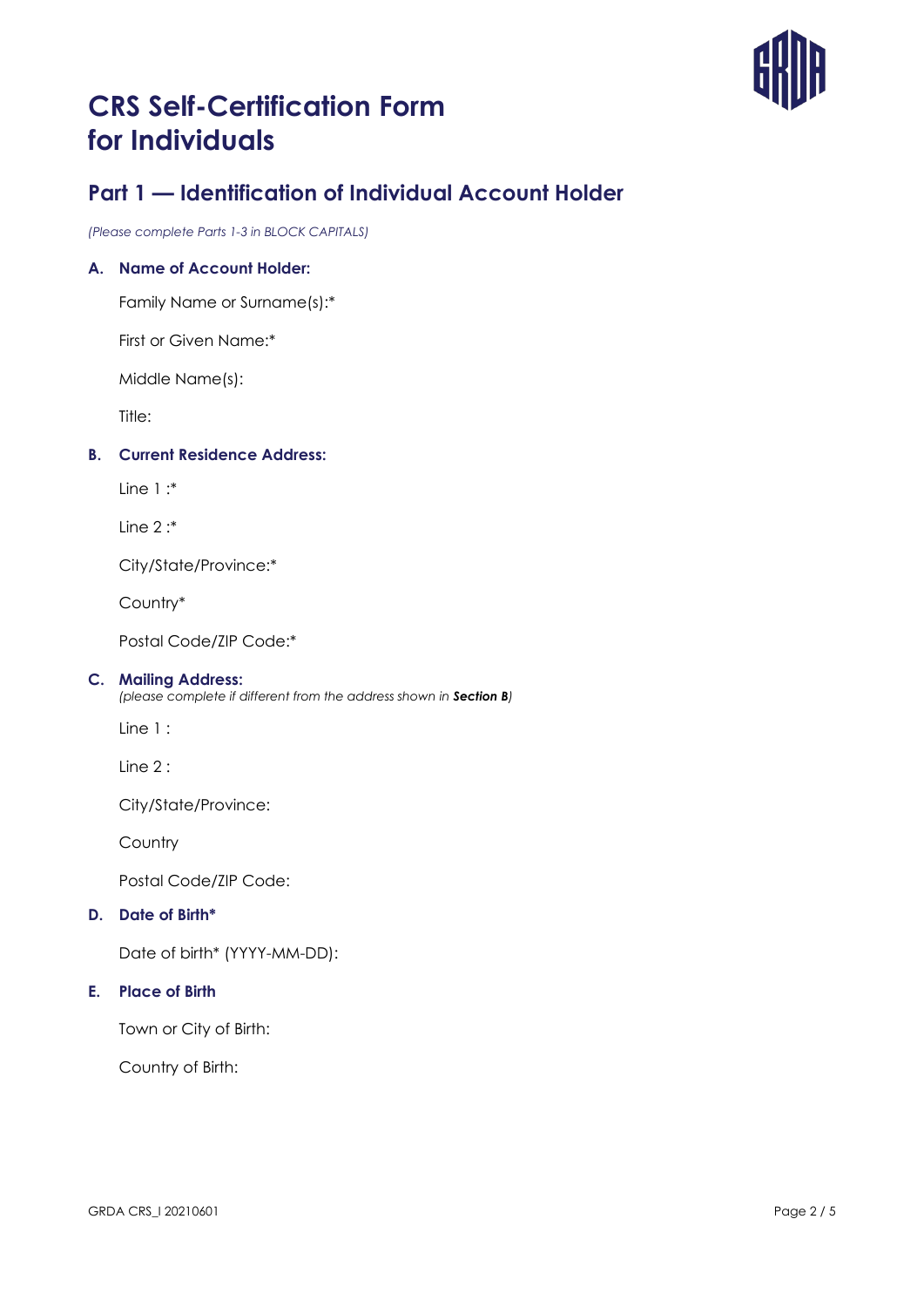# CRS Self-Certification Form for Individuals

## Part 1 — Identification of Individual Account Holder

*(Please complete Parts 1-3 in BLOCK CAPITALS)*

### A. Name of Account Holder:

Family Name or Surname(s):*

First or Given Name:*

Middle Name(s):

Title:

### B. Current Residence Address:

Line 1 :*

Line 2 :*

City/State/Province:*

Country*

Postal Code/ZIP Code:*

### C. Mailing Address:

*(please complete if different from the address shown in **Section B**)*

Line 1 :

Line 2 :

City/State/Province:

Country

Postal Code/ZIP Code:

### D. Date of Birth*

Date of birth* (YYYY-MM-DD):

### E. Place of Birth

Town or City of Birth:

Country of Birth: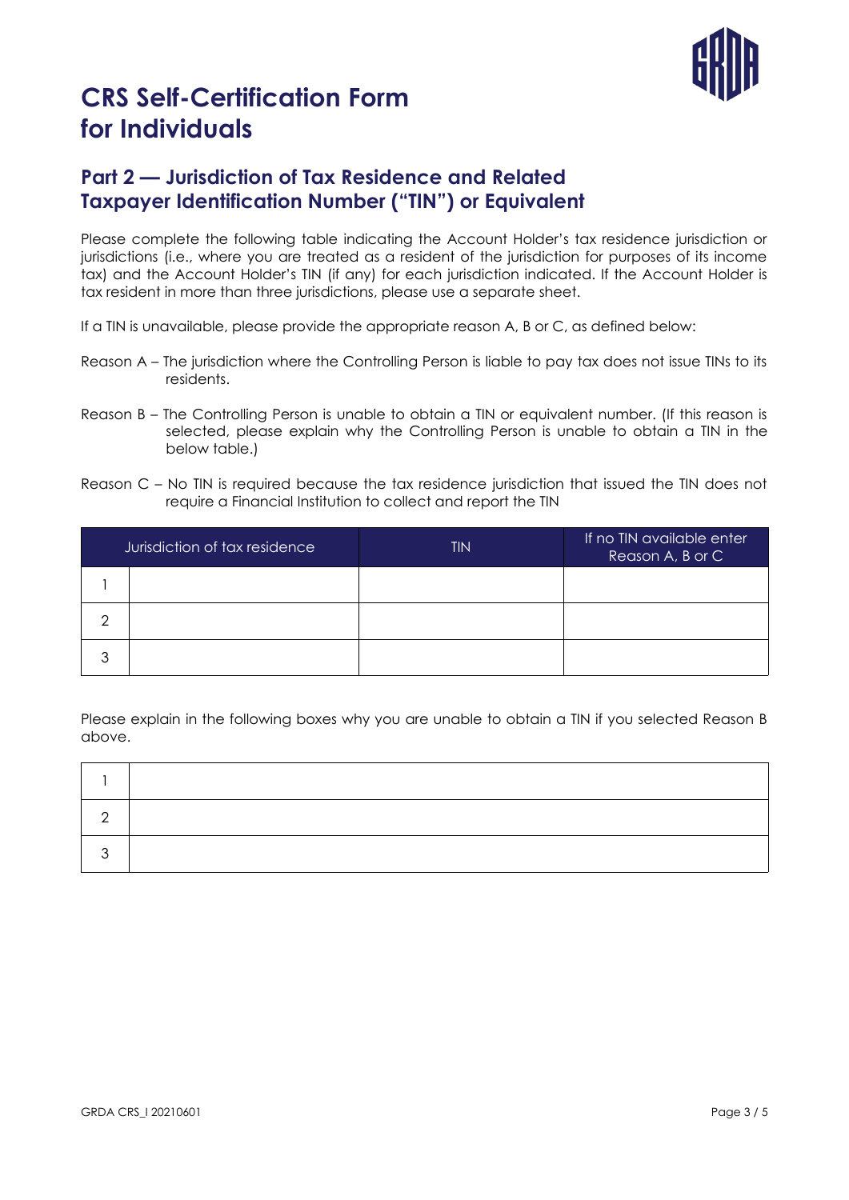# CRS Self-Certification Form for Individuals

## Part 2 — Jurisdiction of Tax Residence and Related Taxpayer Identification Number ("TIN") or Equivalent

Please complete the following table indicating the Account Holder's tax residence jurisdiction or jurisdictions (i.e., where you are treated as a resident of the jurisdiction for purposes of its income tax) and the Account Holder's TIN (if any) for each jurisdiction indicated. If the Account Holder is tax resident in more than three jurisdictions, please use a separate sheet.

If a TIN is unavailable, please provide the appropriate reason A, B or C, as defined below:

Reason A – The jurisdiction where the Controlling Person is liable to pay tax does not issue TINs to its residents.

Reason B – The Controlling Person is unable to obtain a TIN or equivalent number. (If this reason is selected, please explain why the Controlling Person is unable to obtain a TIN in the below table.)

Reason C – No TIN is required because the tax residence jurisdiction that issued the TIN does not require a Financial Institution to collect and report the TIN

| | Jurisdiction of tax residence | TIN | If no TIN available enter Reason A, B or C |
|---|---|---|---|
| 1 | | | |
| 2 | | | |
| 3 | | | |

Please explain in the following boxes why you are unable to obtain a TIN if you selected Reason B above.

| | |
|---|---|
| 1 | |
| 2 | |
| 3 | |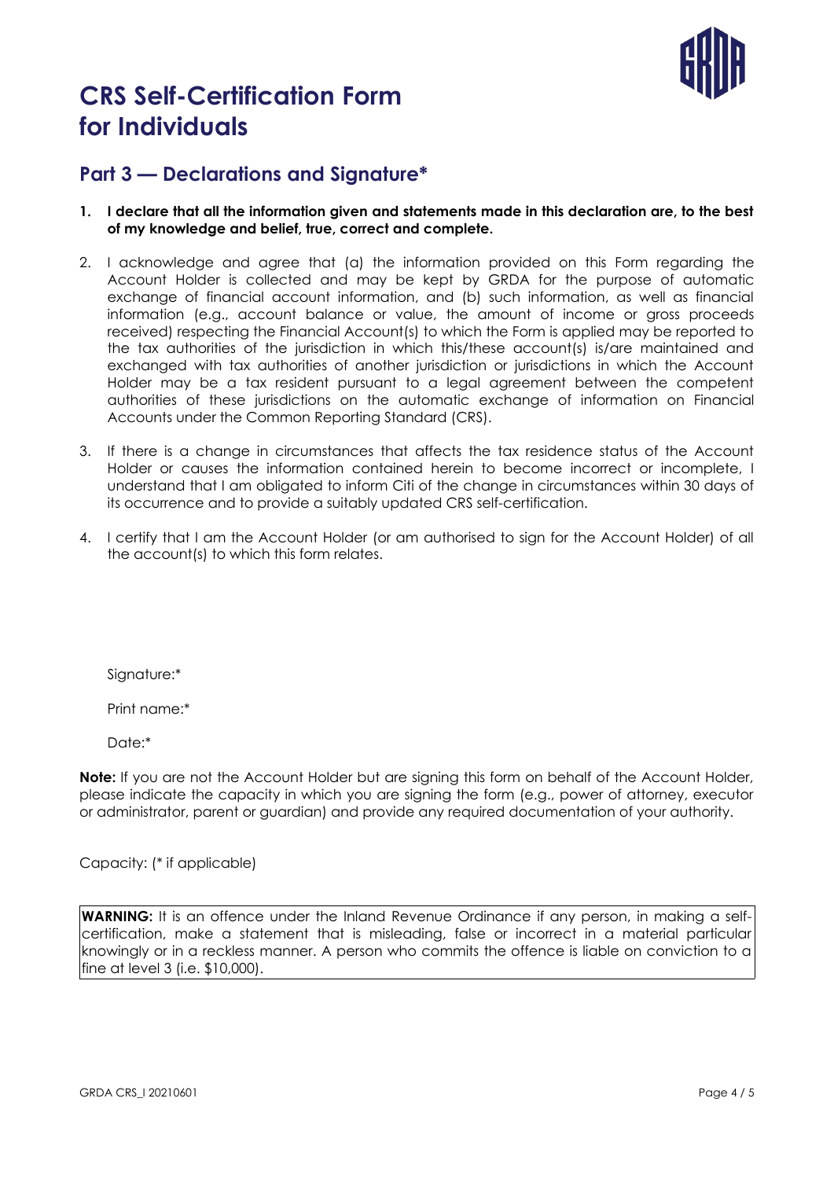# CRS Self-Certification Form for Individuals

## Part 3 — Declarations and Signature*

1. **I declare that all the information given and statements made in this declaration are, to the best of my knowledge and belief, true, correct and complete.**

2. I acknowledge and agree that (a) the information provided on this Form regarding the Account Holder is collected and may be kept by GRDA for the purpose of automatic exchange of financial account information, and (b) such information, as well as financial information (e.g., account balance or value, the amount of income or gross proceeds received) respecting the Financial Account(s) to which the Form is applied may be reported to the tax authorities of the jurisdiction in which this/these account(s) is/are maintained and exchanged with tax authorities of another jurisdiction or jurisdictions in which the Account Holder may be a tax resident pursuant to a legal agreement between the competent authorities of these jurisdictions on the automatic exchange of information on Financial Accounts under the Common Reporting Standard (CRS).

3. If there is a change in circumstances that affects the tax residence status of the Account Holder or causes the information contained herein to become incorrect or incomplete, I understand that I am obligated to inform Citi of the change in circumstances within 30 days of its occurrence and to provide a suitably updated CRS self-certification.

4. I certify that I am the Account Holder (or am authorised to sign for the Account Holder) of all the account(s) to which this form relates.

Signature:*

Print name:*

Date:*

**Note:** If you are not the Account Holder but are signing this form on behalf of the Account Holder, please indicate the capacity in which you are signing the form (e.g., power of attorney, executor or administrator, parent or guardian) and provide any required documentation of your authority.

Capacity: (* if applicable)

**WARNING:** It is an offence under the Inland Revenue Ordinance if any person, in making a self-certification, make a statement that is misleading, false or incorrect in a material particular knowingly or in a reckless manner. A person who commits the offence is liable on conviction to a fine at level 3 (i.e. $10,000).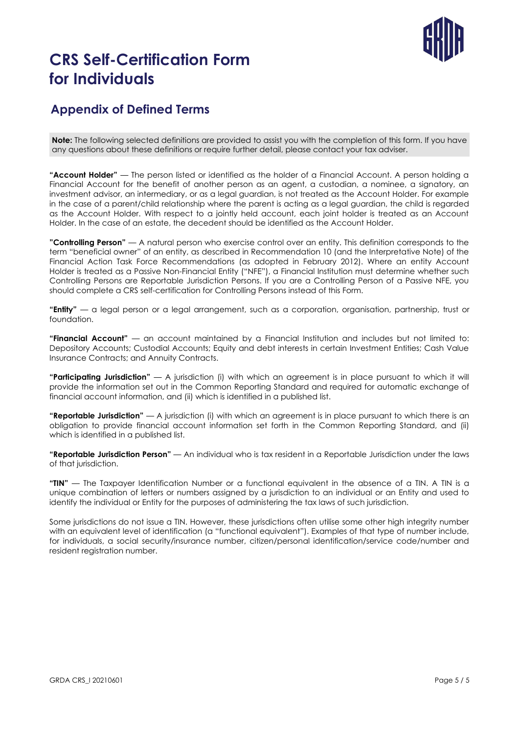# CRS Self-Certification Form for Individuals

## Appendix of Defined Terms

**Note:** The following selected definitions are provided to assist you with the completion of this form. If you have any questions about these definitions or require further detail, please contact your tax adviser.

**"Account Holder"** — The person listed or identified as the holder of a Financial Account. A person holding a Financial Account for the benefit of another person as an agent, a custodian, a nominee, a signatory, an investment advisor, an intermediary, or as a legal guardian, is not treated as the Account Holder. For example in the case of a parent/child relationship where the parent is acting as a legal guardian, the child is regarded as the Account Holder. With respect to a jointly held account, each joint holder is treated as an Account Holder. In the case of an estate, the decedent should be identified as the Account Holder.

**"Controlling Person"** — A natural person who exercise control over an entity. This definition corresponds to the term "beneficial owner" of an entity, as described in Recommendation 10 (and the Interpretative Note) of the Financial Action Task Force Recommendations (as adopted in February 2012). Where an entity Account Holder is treated as a Passive Non-Financial Entity ("NFE"), a Financial Institution must determine whether such Controlling Persons are Reportable Jurisdiction Persons. If you are a Controlling Person of a Passive NFE, you should complete a CRS self-certification for Controlling Persons instead of this Form.

**"Entity"** — a legal person or a legal arrangement, such as a corporation, organisation, partnership, trust or foundation.

**"Financial Account"** — an account maintained by a Financial Institution and includes but not limited to: Depository Accounts; Custodial Accounts; Equity and debt interests in certain Investment Entities; Cash Value Insurance Contracts; and Annuity Contracts.

**"Participating Jurisdiction"** — A jurisdiction (i) with which an agreement is in place pursuant to which it will provide the information set out in the Common Reporting Standard and required for automatic exchange of financial account information, and (ii) which is identified in a published list.

**"Reportable Jurisdiction"** — A jurisdiction (i) with which an agreement is in place pursuant to which there is an obligation to provide financial account information set forth in the Common Reporting Standard, and (ii) which is identified in a published list.

**"Reportable Jurisdiction Person"** — An individual who is tax resident in a Reportable Jurisdiction under the laws of that jurisdiction.

**"TIN"** — The Taxpayer Identification Number or a functional equivalent in the absence of a TIN. A TIN is a unique combination of letters or numbers assigned by a jurisdiction to an individual or an Entity and used to identify the individual or Entity for the purposes of administering the tax laws of such jurisdiction.

Some jurisdictions do not issue a TIN. However, these jurisdictions often utilise some other high integrity number with an equivalent level of identification (a "functional equivalent"). Examples of that type of number include, for individuals, a social security/insurance number, citizen/personal identification/service code/number and resident registration number.